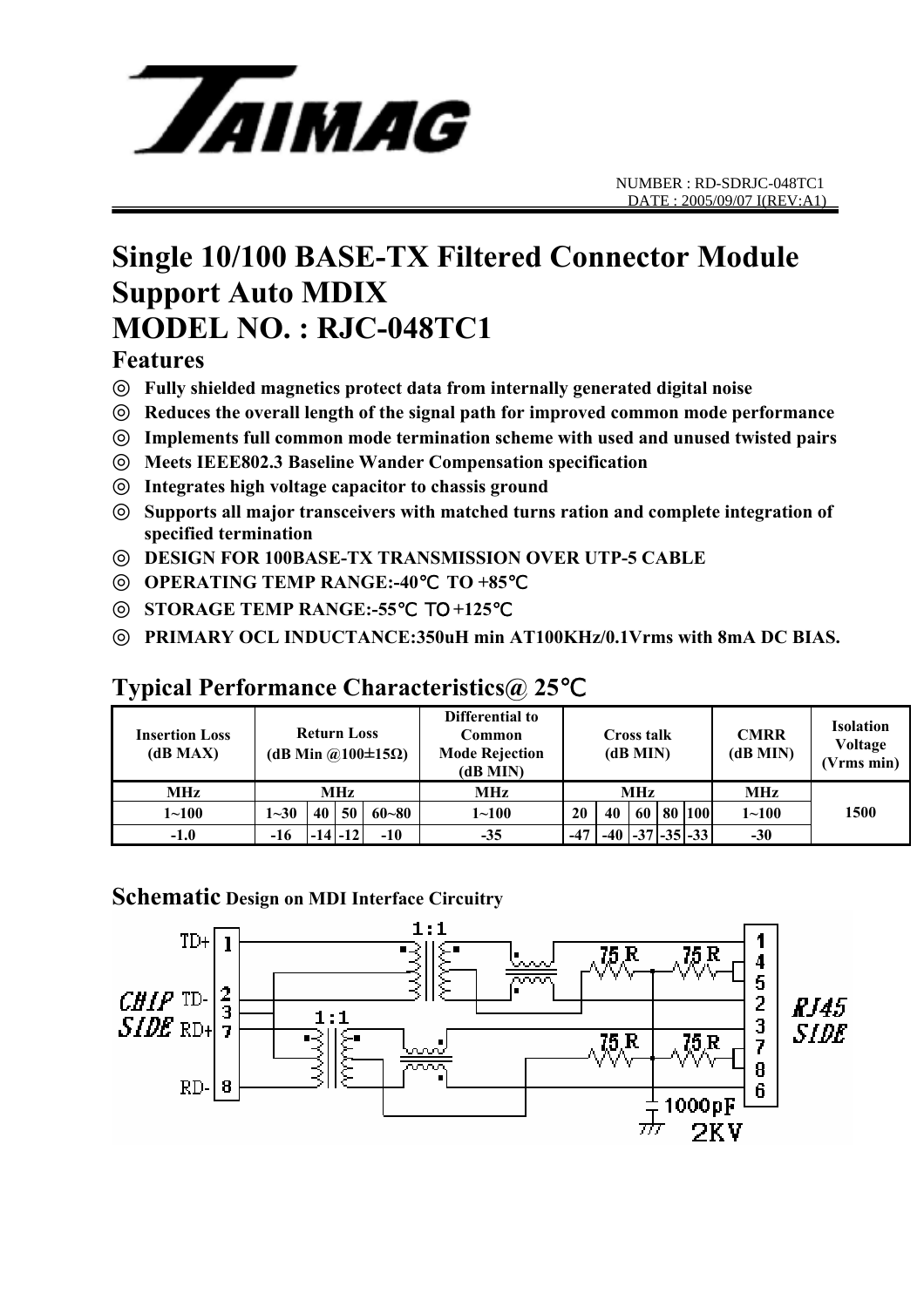NUMBER : RD-SDRJC-048TC1
DATE : 2005/09/07 I(REV:A1)

# Single 10/100 BASE-TX Filtered Connector Module Support Auto MDIX
# MODEL NO. : RJC-048TC1

## Features

- ◎ Fully shielded magnetics protect data from internally generated digital noise
- ◎ Reduces the overall length of the signal path for improved common mode performance
- ◎ Implements full common mode termination scheme with used and unused twisted pairs
- ◎ Meets IEEE802.3 Baseline Wander Compensation specification
- ◎ Integrates high voltage capacitor to chassis ground
- ◎ Supports all major transceivers with matched turns ration and complete integration of specified termination
- ◎ DESIGN FOR 100BASE-TX TRANSMISSION OVER UTP-5 CABLE
- ◎ OPERATING TEMP RANGE:-40℃ TO +85℃
- ◎ STORAGE TEMP RANGE:-55℃ TO +125℃
- ◎ PRIMARY OCL INDUCTANCE:350uH min AT100KHz/0.1Vrms with 8mA DC BIAS.

## Typical Performance Characteristics@ 25℃

| Insertion Loss (dB MAX) | Return Loss (dB Min @100±15Ω) | | | | Differential to Common Mode Rejection (dB MIN) | Cross talk (dB MIN) | | | | | CMRR (dB MIN) | Isolation Voltage (Vrms min) |
|---|---|---|---|---|---|---|---|---|---|---|---|---|
| MHz | MHz | | | | MHz | MHz | | | | | MHz | 1500 |
| 1~100 | 1~30 | 40 | 50 | 60~80 | 1~100 | 20 | 40 | 60 | 80 | 100 | 1~100 | |
| -1.0 | -16 | -14 | -12 | -10 | -35 | -47 | -40 | -37 | -35 | -33 | -30 | |

## Schematic Design on MDI Interface Circuitry

CHIP SIDE: TD+ 1, TD- 2, 3, RD+ 7, RD- 8

1:1 &nbsp;&nbsp; 1:1 &nbsp;&nbsp; 75 R &nbsp; 75 R &nbsp; 75 R &nbsp; 75 R

RJ45 SIDE: 1, 4, 5, 2, 3, 7, 8, 6

1000pF 2KV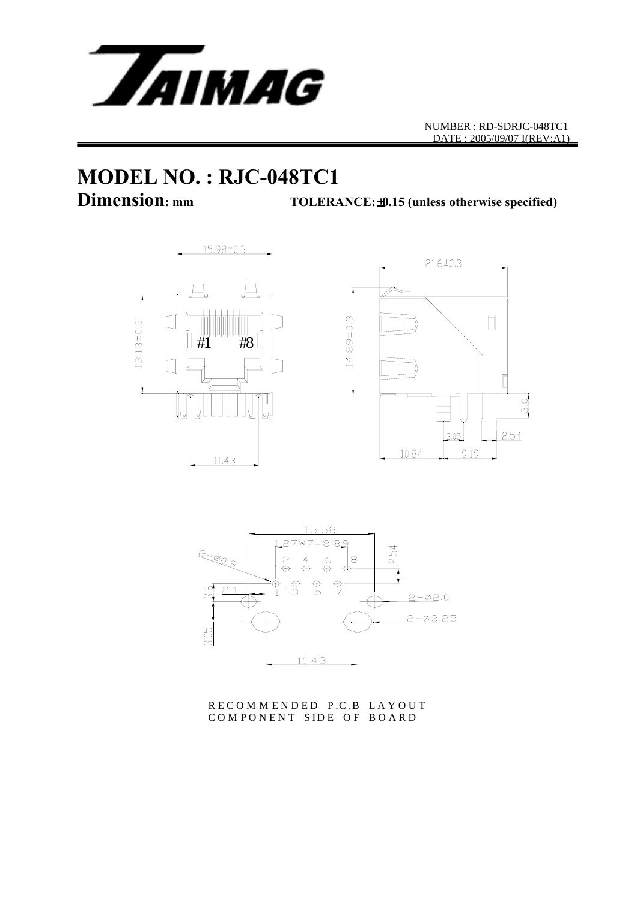NUMBER : RD-SDRJC-048TC1
DATE : 2005/09/07 I(REV:A1)

# MODEL NO. : RJC-048TC1

## Dimension: mm TOLERANCE: ±0.15 (unless otherwise specified)

15.98±0.3

21.6±0.3

13.18±0.3

#1 #8

14.89±0.3

3.0

3.05

2.54

11.43

10.84

9.19

15.58

1.27×7=8.89

8-Ø0.9

2 4 6 8

2.54

1 3 5 7

3.6

2.1

2-Ø2.0

2-Ø3.25

3.05

11.43

RECOMMENDED P.C.B LAYOUT
COMPONENT SIDE OF BOARD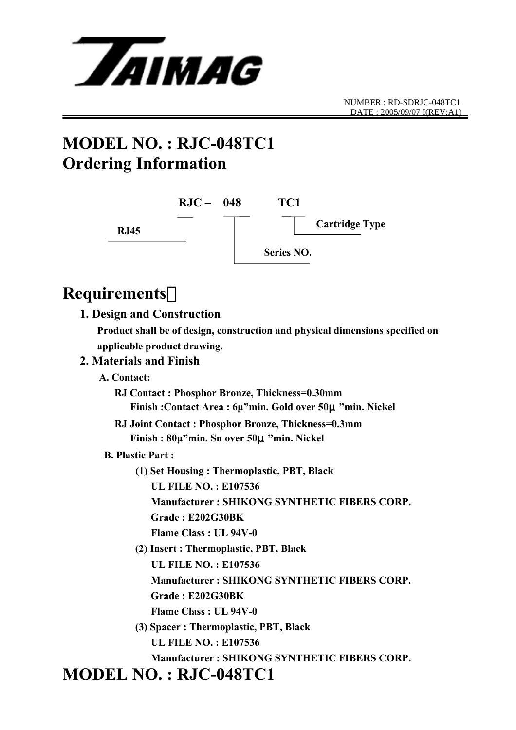TAIMAG

NUMBER : RD-SDRJC-048TC1
DATE : 2005/09/07 I(REV:A1)

# MODEL NO. : RJC-048TC1
# Ordering Information

RJC – 048 TC1

- RJ45
- Series NO.
- Cartridge Type

# Requirements：

## 1. Design and Construction

**Product shall be of design, construction and physical dimensions specified on applicable product drawing.**

## 2. Materials and Finish

**A. Contact:**

**RJ Contact : Phosphor Bronze, Thickness=0.30mm**
**Finish :Contact Area : 6μ"min. Gold over 50μ "min. Nickel**

**RJ Joint Contact : Phosphor Bronze, Thickness=0.3mm**
**Finish : 80μ"min. Sn over 50μ "min. Nickel**

**B. Plastic Part :**

**(1) Set Housing : Thermoplastic, PBT, Black**
**UL FILE NO. : E107536**
**Manufacturer : SHIKONG SYNTHETIC FIBERS CORP.**
**Grade : E202G30BK**
**Flame Class : UL 94V-0**

**(2) Insert : Thermoplastic, PBT, Black**
**UL FILE NO. : E107536**
**Manufacturer : SHIKONG SYNTHETIC FIBERS CORP.**
**Grade : E202G30BK**
**Flame Class : UL 94V-0**

**(3) Spacer : Thermoplastic, PBT, Black**
**UL FILE NO. : E107536**
**Manufacturer : SHIKONG SYNTHETIC FIBERS CORP.**

# MODEL NO. : RJC-048TC1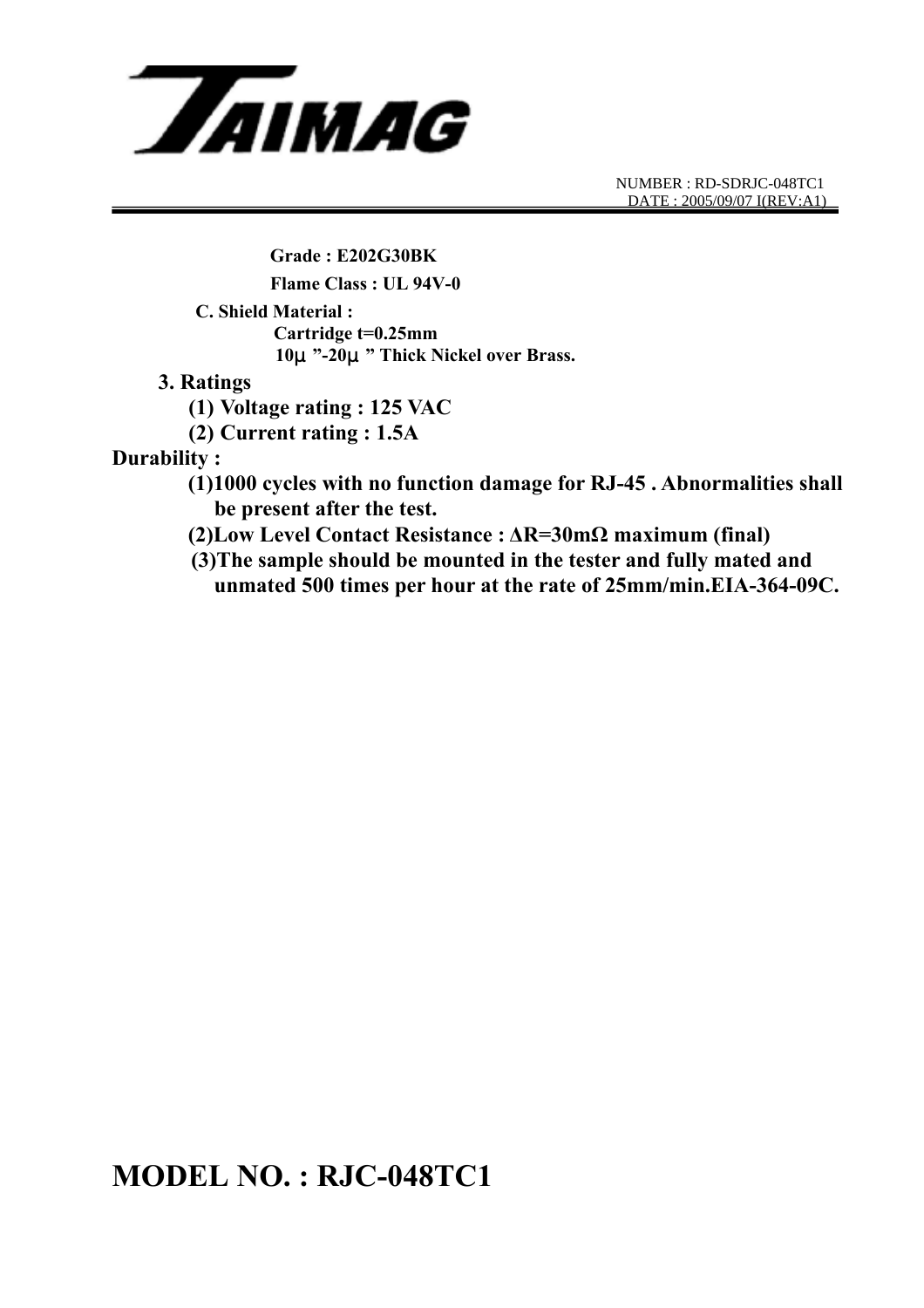Grade : E202G30BK

Flame Class : UL 94V-0

C. Shield Material :

Cartridge t=0.25mm

10μ"-20μ" Thick Nickel over Brass.

**3. Ratings**

(1) Voltage rating : 125 VAC

(2) Current rating : 1.5A

**Durability :**

(1)1000 cycles with no function damage for RJ-45 . Abnormalities shall be present after the test.

(2)Low Level Contact Resistance : ΔR=30mΩ maximum (final)

(3)The sample should be mounted in the tester and fully mated and unmated 500 times per hour at the rate of 25mm/min.EIA-364-09C.

# MODEL NO. : RJC-048TC1